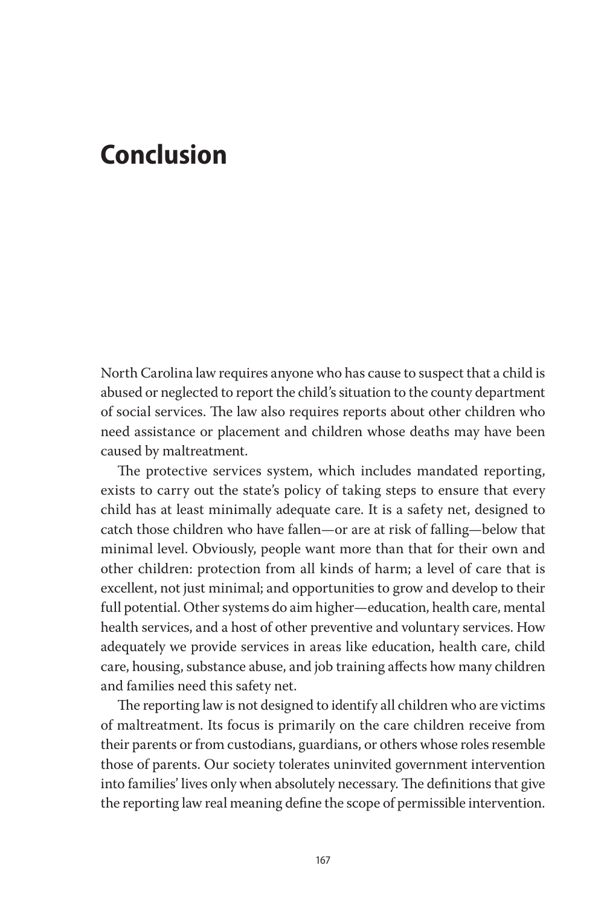# Conclusion

North Carolina law requires anyone who has cause to suspect that a child is abused or neglected to report the child's situation to the county department of social services. The law also requires reports about other children who need assistance or placement and children whose deaths may have been caused by maltreatment.

The protective services system, which includes mandated reporting, exists to carry out the state's policy of taking steps to ensure that every child has at least minimally adequate care. It is a safety net, designed to catch those children who have fallen—or are at risk of falling—below that minimal level. Obviously, people want more than that for their own and other children: protection from all kinds of harm; a level of care that is excellent, not just minimal; and opportunities to grow and develop to their full potential. Other systems do aim higher—education, health care, mental health services, and a host of other preventive and voluntary services. How adequately we provide services in areas like education, health care, child care, housing, substance abuse, and job training affects how many children and families need this safety net.

The reporting law is not designed to identify all children who are victims of maltreatment. Its focus is primarily on the care children receive from their parents or from custodians, guardians, or others whose roles resemble those of parents. Our society tolerates uninvited government intervention into families' lives only when absolutely necessary. The definitions that give the reporting law real meaning define the scope of permissible intervention.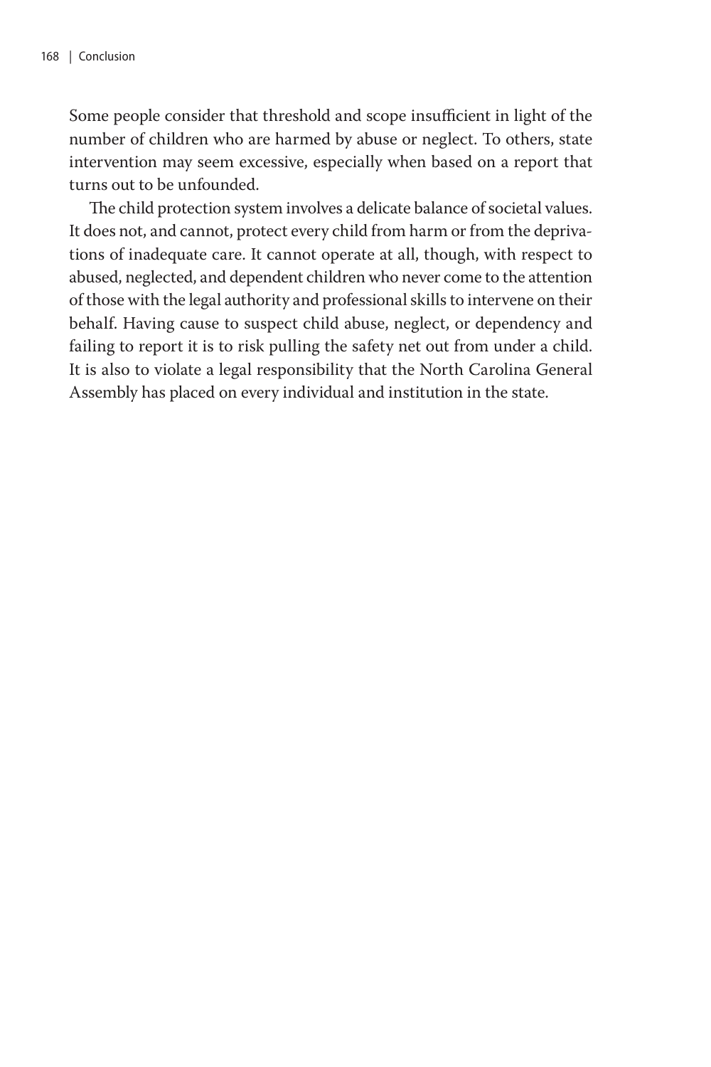Some people consider that threshold and scope insufficient in light of the number of children who are harmed by abuse or neglect. To others, state intervention may seem excessive, especially when based on a report that turns out to be unfounded.

The child protection system involves a delicate balance of societal values. It does not, and cannot, protect every child from harm or from the deprivations of inadequate care. It cannot operate at all, though, with respect to abused, neglected, and dependent children who never come to the attention of those with the legal authority and professional skills to intervene on their behalf. Having cause to suspect child abuse, neglect, or dependency and failing to report it is to risk pulling the safety net out from under a child. It is also to violate a legal responsibility that the North Carolina General Assembly has placed on every individual and institution in the state.